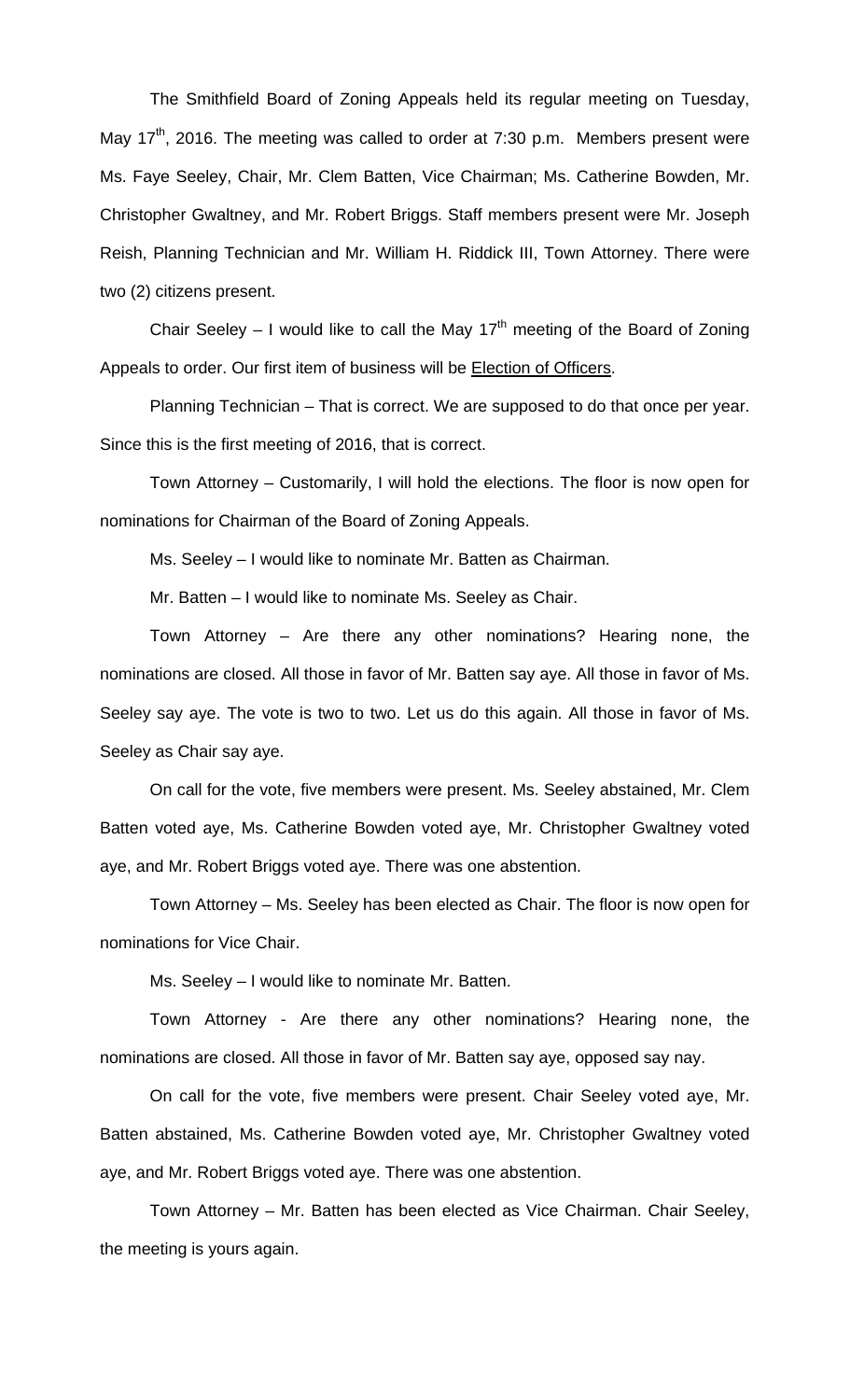The Smithfield Board of Zoning Appeals held its regular meeting on Tuesday, May 17th, 2016. The meeting was called to order at 7:30 p.m. Members present were Ms. Faye Seeley, Chair, Mr. Clem Batten, Vice Chairman; Ms. Catherine Bowden, Mr. Christopher Gwaltney, and Mr. Robert Briggs. Staff members present were Mr. Joseph Reish, Planning Technician and Mr. William H. Riddick III, Town Attorney. There were two (2) citizens present.

Chair Seeley – I would like to call the May 17th meeting of the Board of Zoning Appeals to order. Our first item of business will be Election of Officers.

Planning Technician – That is correct. We are supposed to do that once per year. Since this is the first meeting of 2016, that is correct.

Town Attorney – Customarily, I will hold the elections. The floor is now open for nominations for Chairman of the Board of Zoning Appeals.

Ms. Seeley – I would like to nominate Mr. Batten as Chairman.

Mr. Batten – I would like to nominate Ms. Seeley as Chair.

Town Attorney – Are there any other nominations? Hearing none, the nominations are closed. All those in favor of Mr. Batten say aye. All those in favor of Ms. Seeley say aye. The vote is two to two. Let us do this again. All those in favor of Ms. Seeley as Chair say aye.

On call for the vote, five members were present. Ms. Seeley abstained, Mr. Clem Batten voted aye, Ms. Catherine Bowden voted aye, Mr. Christopher Gwaltney voted aye, and Mr. Robert Briggs voted aye. There was one abstention.

Town Attorney – Ms. Seeley has been elected as Chair. The floor is now open for nominations for Vice Chair.

Ms. Seeley – I would like to nominate Mr. Batten.

Town Attorney - Are there any other nominations? Hearing none, the nominations are closed. All those in favor of Mr. Batten say aye, opposed say nay.

On call for the vote, five members were present. Chair Seeley voted aye, Mr. Batten abstained, Ms. Catherine Bowden voted aye, Mr. Christopher Gwaltney voted aye, and Mr. Robert Briggs voted aye. There was one abstention.

Town Attorney – Mr. Batten has been elected as Vice Chairman. Chair Seeley, the meeting is yours again.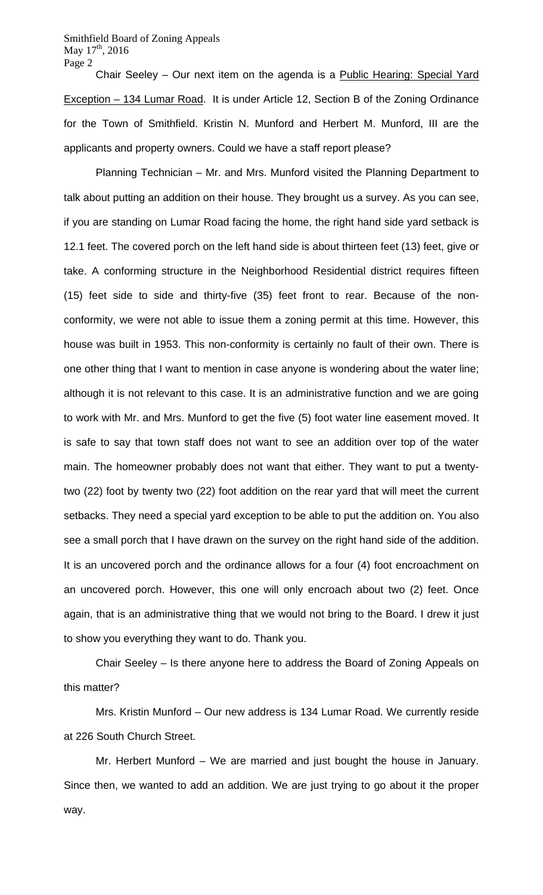Chair Seeley – Our next item on the agenda is a Public Hearing: Special Yard Exception – 134 Lumar Road. It is under Article 12, Section B of the Zoning Ordinance for the Town of Smithfield. Kristin N. Munford and Herbert M. Munford, III are the applicants and property owners. Could we have a staff report please?

Planning Technician – Mr. and Mrs. Munford visited the Planning Department to talk about putting an addition on their house. They brought us a survey. As you can see, if you are standing on Lumar Road facing the home, the right hand side yard setback is 12.1 feet. The covered porch on the left hand side is about thirteen feet (13) feet, give or take. A conforming structure in the Neighborhood Residential district requires fifteen (15) feet side to side and thirty-five (35) feet front to rear. Because of the non-conformity, we were not able to issue them a zoning permit at this time. However, this house was built in 1953. This non-conformity is certainly no fault of their own. There is one other thing that I want to mention in case anyone is wondering about the water line; although it is not relevant to this case. It is an administrative function and we are going to work with Mr. and Mrs. Munford to get the five (5) foot water line easement moved. It is safe to say that town staff does not want to see an addition over top of the water main. The homeowner probably does not want that either. They want to put a twenty-two (22) foot by twenty two (22) foot addition on the rear yard that will meet the current setbacks. They need a special yard exception to be able to put the addition on. You also see a small porch that I have drawn on the survey on the right hand side of the addition. It is an uncovered porch and the ordinance allows for a four (4) foot encroachment on an uncovered porch. However, this one will only encroach about two (2) feet. Once again, that is an administrative thing that we would not bring to the Board. I drew it just to show you everything they want to do. Thank you.

Chair Seeley – Is there anyone here to address the Board of Zoning Appeals on this matter?

Mrs. Kristin Munford – Our new address is 134 Lumar Road. We currently reside at 226 South Church Street.

Mr. Herbert Munford – We are married and just bought the house in January. Since then, we wanted to add an addition. We are just trying to go about it the proper way.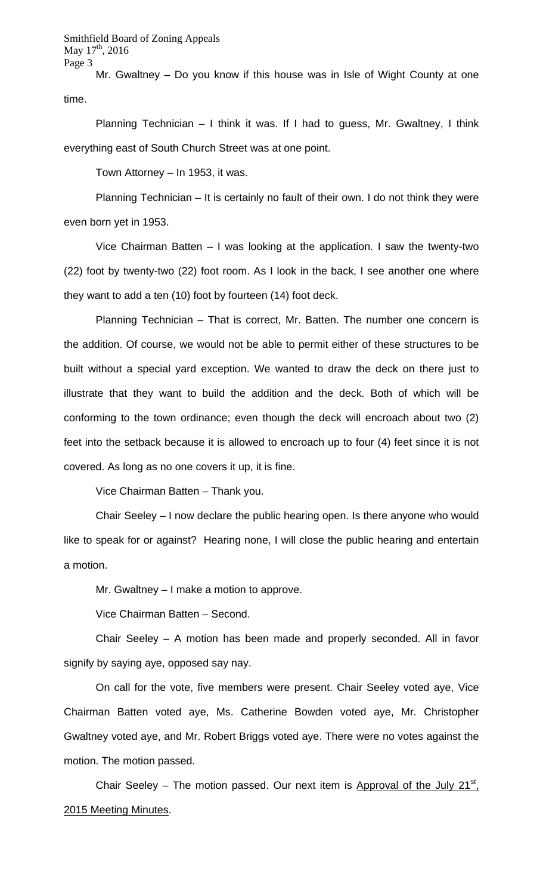Mr. Gwaltney – Do you know if this house was in Isle of Wight County at one time.

Planning Technician – I think it was. If I had to guess, Mr. Gwaltney, I think everything east of South Church Street was at one point.

Town Attorney – In 1953, it was.

Planning Technician – It is certainly no fault of their own. I do not think they were even born yet in 1953.

Vice Chairman Batten – I was looking at the application. I saw the twenty-two (22) foot by twenty-two (22) foot room. As I look in the back, I see another one where they want to add a ten (10) foot by fourteen (14) foot deck.

Planning Technician – That is correct, Mr. Batten. The number one concern is the addition. Of course, we would not be able to permit either of these structures to be built without a special yard exception. We wanted to draw the deck on there just to illustrate that they want to build the addition and the deck. Both of which will be conforming to the town ordinance; even though the deck will encroach about two (2) feet into the setback because it is allowed to encroach up to four (4) feet since it is not covered. As long as no one covers it up, it is fine.

Vice Chairman Batten – Thank you.

Chair Seeley – I now declare the public hearing open. Is there anyone who would like to speak for or against? Hearing none, I will close the public hearing and entertain a motion.

Mr. Gwaltney – I make a motion to approve.

Vice Chairman Batten – Second.

Chair Seeley – A motion has been made and properly seconded. All in favor signify by saying aye, opposed say nay.

On call for the vote, five members were present. Chair Seeley voted aye, Vice Chairman Batten voted aye, Ms. Catherine Bowden voted aye, Mr. Christopher Gwaltney voted aye, and Mr. Robert Briggs voted aye. There were no votes against the motion. The motion passed.

Chair Seeley – The motion passed. Our next item is Approval of the July 21st, 2015 Meeting Minutes.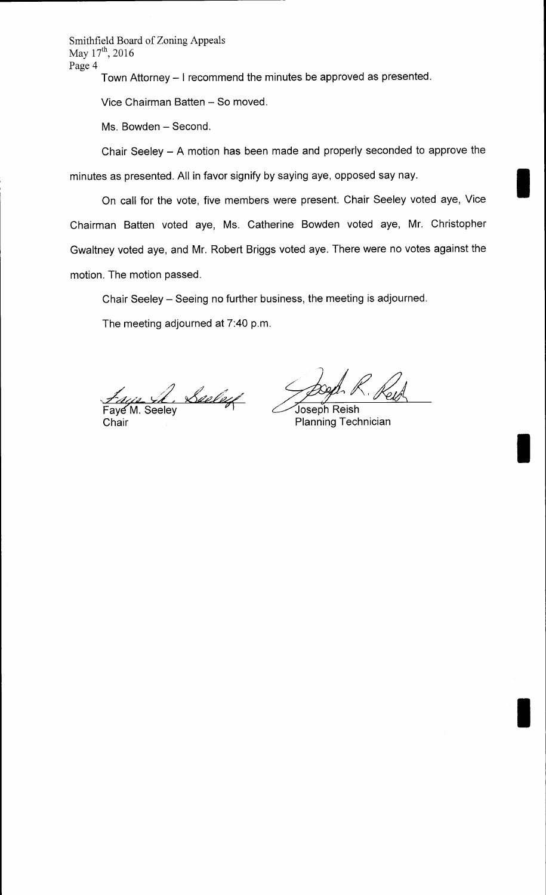Town Attorney – I recommend the minutes be approved as presented.

Vice Chairman Batten – So moved.

Ms. Bowden – Second.

Chair Seeley – A motion has been made and properly seconded to approve the minutes as presented. All in favor signify by saying aye, opposed say nay.

On call for the vote, five members were present. Chair Seeley voted aye, Vice Chairman Batten voted aye, Ms. Catherine Bowden voted aye, Mr. Christopher Gwaltney voted aye, and Mr. Robert Briggs voted aye. There were no votes against the motion. The motion passed.

Chair Seeley – Seeing no further business, the meeting is adjourned.

The meeting adjourned at 7:40 p.m.

Faye M. Seeley
Chair

Joseph Reish
Planning Technician